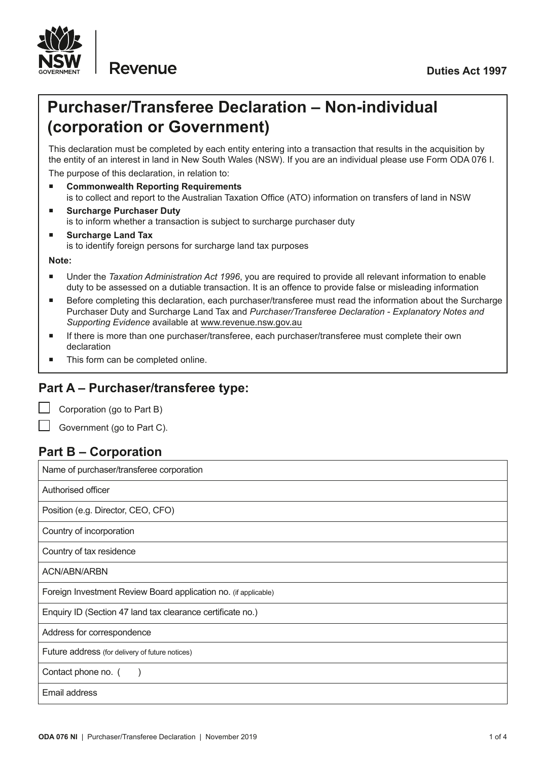NSW GOVERNMENT | Revenue

**Duties Act 1997**

# Purchaser/Transferee Declaration – Non-individual (corporation or Government)

This declaration must be completed by each entity entering into a transaction that results in the acquisition by the entity of an interest in land in New South Wales (NSW). If you are an individual please use Form ODA 076 I.

The purpose of this declaration, in relation to:

- **Commonwealth Reporting Requirements**
  is to collect and report to the Australian Taxation Office (ATO) information on transfers of land in NSW
- **Surcharge Purchaser Duty**
  is to inform whether a transaction is subject to surcharge purchaser duty
- **Surcharge Land Tax**
  is to identify foreign persons for surcharge land tax purposes

**Note:**

- Under the *Taxation Administration Act 1996*, you are required to provide all relevant information to enable duty to be assessed on a dutiable transaction. It is an offence to provide false or misleading information
- Before completing this declaration, each purchaser/transferee must read the information about the Surcharge Purchaser Duty and Surcharge Land Tax and *Purchaser/Transferee Declaration - Explanatory Notes and Supporting Evidence* available at www.revenue.nsw.gov.au
- If there is more than one purchaser/transferee, each purchaser/transferee must complete their own declaration
- This form can be completed online.

## Part A – Purchaser/transferee type:

☐ Corporation (go to Part B)

☐ Government (go to Part C).

## Part B – Corporation

| Name of purchaser/transferee corporation |
|---|
| Authorised officer |
| Position (e.g. Director, CEO, CFO) |
| Country of incorporation |
| Country of tax residence |
| ACN/ABN/ARBN |
| Foreign Investment Review Board application no. (if applicable) |
| Enquiry ID (Section 47 land tax clearance certificate no.) |
| Address for correspondence |
| Future address (for delivery of future notices) |
| Contact phone no. (      ) |
| Email address |

ODA 076 NI | Purchaser/Transferee Declaration | November 2019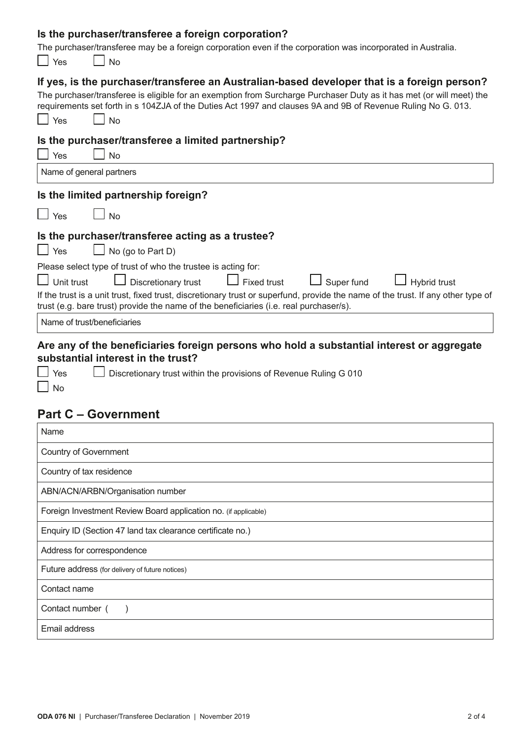### Is the purchaser/transferee a foreign corporation?

The purchaser/transferee may be a foreign corporation even if the corporation was incorporated in Australia.

☐ Yes ☐ No

### If yes, is the purchaser/transferee an Australian-based developer that is a foreign person?

The purchaser/transferee is eligible for an exemption from Surcharge Purchaser Duty as it has met (or will meet) the requirements set forth in s 104ZJA of the Duties Act 1997 and clauses 9A and 9B of Revenue Ruling No G. 013.

☐ Yes ☐ No

### Is the purchaser/transferee a limited partnership?

☐ Yes ☐ No

| Name of general partners |
|---|

### Is the limited partnership foreign?

☐ Yes ☐ No

### Is the purchaser/transferee acting as a trustee?

☐ Yes ☐ No (go to Part D)

Please select type of trust of who the trustee is acting for:

☐ Unit trust ☐ Discretionary trust ☐ Fixed trust ☐ Super fund ☐ Hybrid trust

If the trust is a unit trust, fixed trust, discretionary trust or superfund, provide the name of the trust. If any other type of trust (e.g. bare trust) provide the name of the beneficiaries (i.e. real purchaser/s).

| Name of trust/beneficiaries |
|---|

### Are any of the beneficiaries foreign persons who hold a substantial interest or aggregate substantial interest in the trust?

☐ Yes ☐ Discretionary trust within the provisions of Revenue Ruling G 010

☐ No

## Part C – Government

| Name |
|---|
| Country of Government |
| Country of tax residence |
| ABN/ACN/ARBN/Organisation number |
| Foreign Investment Review Board application no. (if applicable) |
| Enquiry ID (Section 47 land tax clearance certificate no.) |
| Address for correspondence |
| Future address (for delivery of future notices) |
| Contact name |
| Contact number ( ) |
| Email address |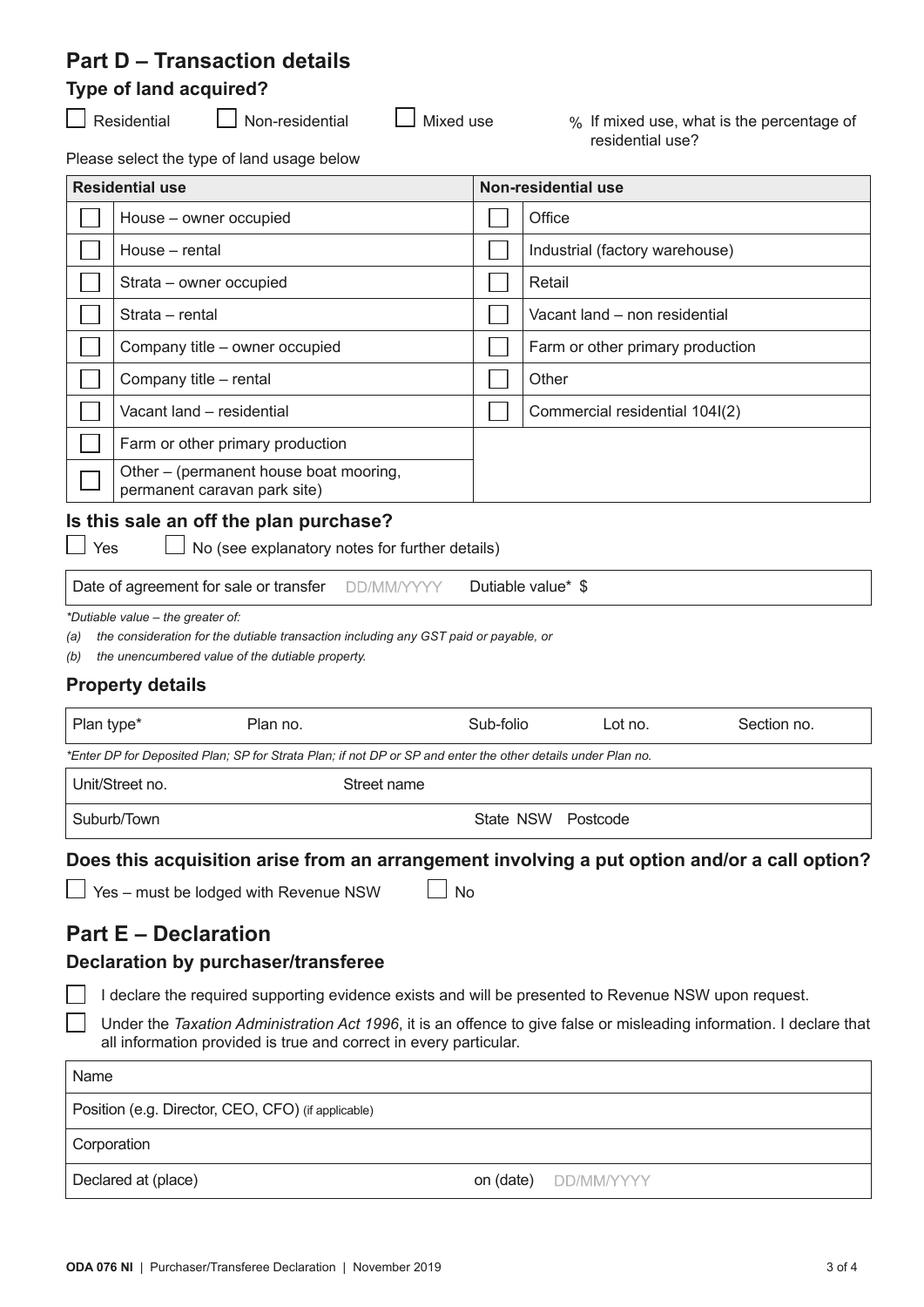## Part D – Transaction details

### Type of land acquired?

☐ Residential ☐ Non-residential ☐ Mixed use % If mixed use, what is the percentage of residential use?

Please select the type of land usage below

| | Residential use | | Non-residential use |
|---|---|---|---|
| ☐ | House – owner occupied | ☐ | Office |
| ☐ | House – rental | ☐ | Industrial (factory warehouse) |
| ☐ | Strata – owner occupied | ☐ | Retail |
| ☐ | Strata – rental | ☐ | Vacant land – non residential |
| ☐ | Company title – owner occupied | ☐ | Farm or other primary production |
| ☐ | Company title – rental | ☐ | Other |
| ☐ | Vacant land – residential | ☐ | Commercial residential 104I(2) |
| ☐ | Farm or other primary production | | |
| ☐ | Other – (permanent house boat mooring, permanent caravan park site) | | |

### Is this sale an off the plan purchase?

☐ Yes ☐ No (see explanatory notes for further details)

| Date of agreement for sale or transfer DD/MM/YYYY | Dutiable value* $ |
|---|---|

*\*Dutiable value – the greater of:*

*(a) the consideration for the dutiable transaction including any GST paid or payable, or*

*(b) the unencumbered value of the dutiable property.*

### Property details

| Plan type* | Plan no. | Sub-folio | Lot no. | Section no. |
|---|---|---|---|---|

*\*Enter DP for Deposited Plan; SP for Strata Plan; if not DP or SP and enter the other details under Plan no.*

| Unit/Street no. | Street name | |
|---|---|---|
| Suburb/Town | State NSW | Postcode |

### Does this acquisition arise from an arrangement involving a put option and/or a call option?

☐ Yes – must be lodged with Revenue NSW ☐ No

## Part E – Declaration

### Declaration by purchaser/transferee

☐ I declare the required supporting evidence exists and will be presented to Revenue NSW upon request.

☐ Under the *Taxation Administration Act 1996*, it is an offence to give false or misleading information. I declare that all information provided is true and correct in every particular.

| Name | |
|---|---|
| Position (e.g. Director, CEO, CFO) (if applicable) | |
| Corporation | |
| Declared at (place) | on (date) DD/MM/YYYY |

ODA 076 NI | Purchaser/Transferee Declaration | November 2019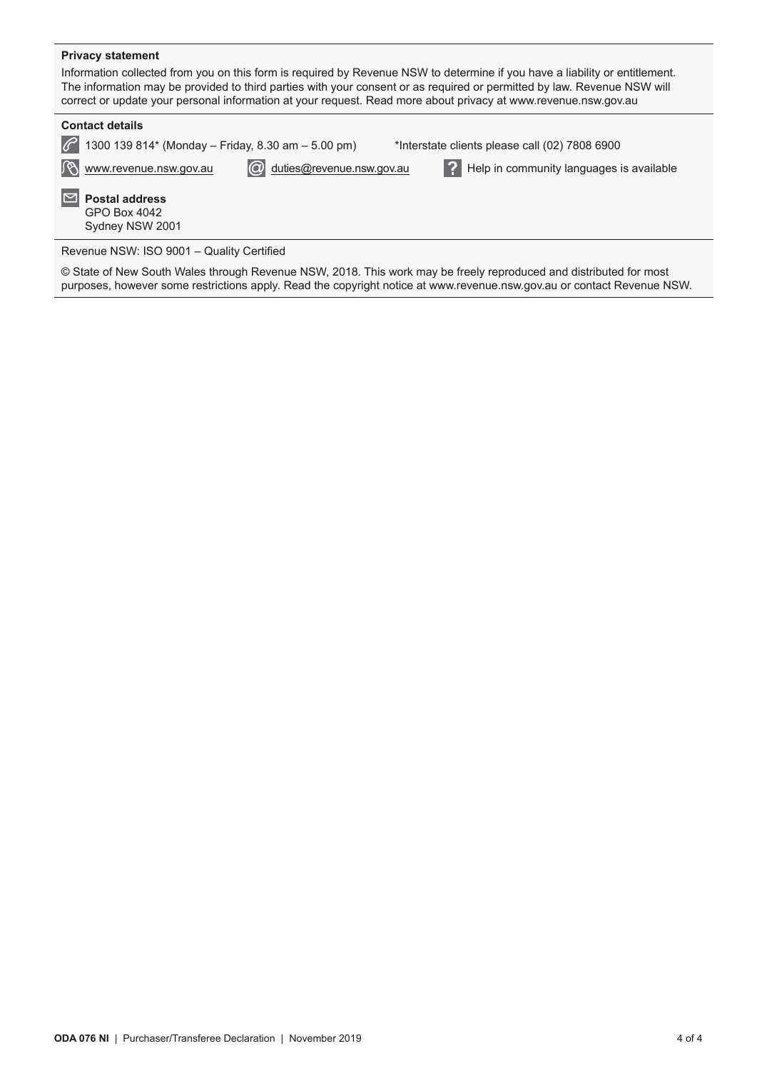**Privacy statement**

Information collected from you on this form is required by Revenue NSW to determine if you have a liability or entitlement. The information may be provided to third parties with your consent or as required or permitted by law. Revenue NSW will correct or update your personal information at your request. Read more about privacy at www.revenue.nsw.gov.au

**Contact details**

1300 139 814* (Monday – Friday, 8.30 am – 5.00 pm) *Interstate clients please call (02) 7808 6900

www.revenue.nsw.gov.au duties@revenue.nsw.gov.au Help in community languages is available

**Postal address**
GPO Box 4042
Sydney NSW 2001

Revenue NSW: ISO 9001 – Quality Certified

© State of New South Wales through Revenue NSW, 2018. This work may be freely reproduced and distributed for most purposes, however some restrictions apply. Read the copyright notice at www.revenue.nsw.gov.au or contact Revenue NSW.